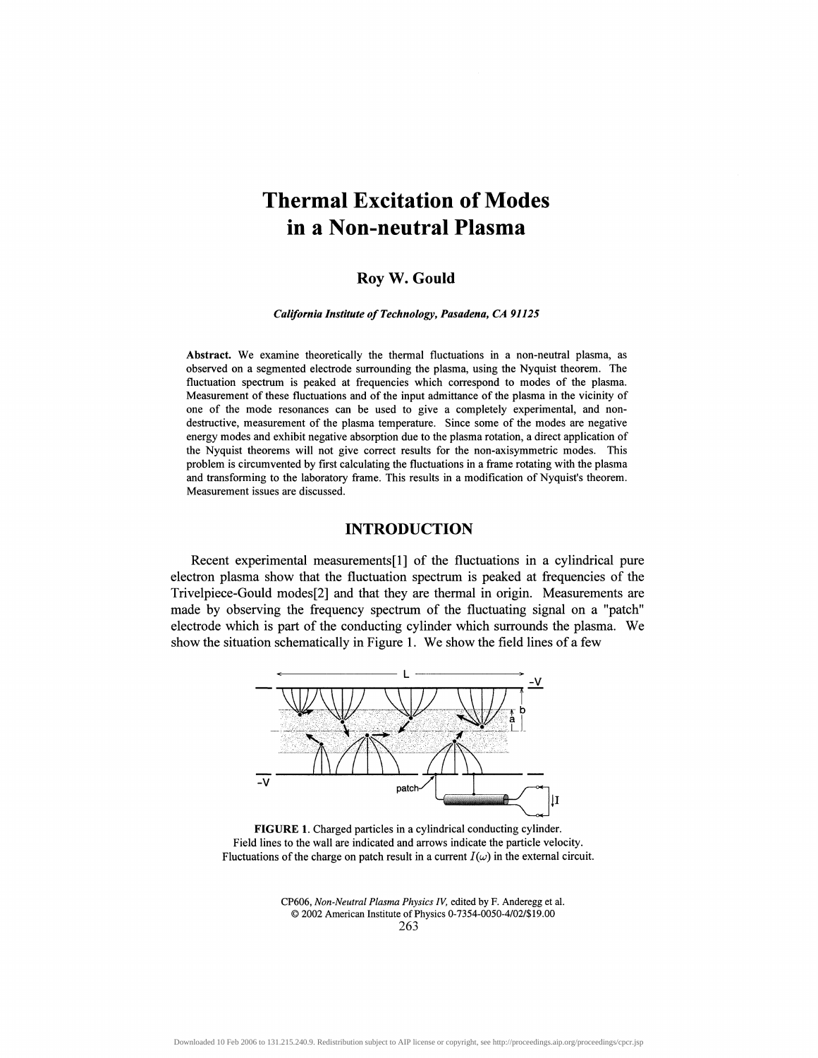# Thermal Excitation of Modes in a Non-neutral Plasma

**Roy W. Gould**

*California Institute of Technology, Pasadena, CA 91125*

**Abstract.** We examine theoretically the thermal fluctuations in a non-neutral plasma, as observed on a segmented electrode surrounding the plasma, using the Nyquist theorem. The fluctuation spectrum is peaked at frequencies which correspond to modes of the plasma. Measurement of these fluctuations and of the input admittance of the plasma in the vicinity of one of the mode resonances can be used to give a completely experimental, and non-destructive, measurement of the plasma temperature. Since some of the modes are negative energy modes and exhibit negative absorption due to the plasma rotation, a direct application of the Nyquist theorems will not give correct results for the non-axisymmetric modes. This problem is circumvented by first calculating the fluctuations in a frame rotating with the plasma and transforming to the laboratory frame. This results in a modification of Nyquist's theorem. Measurement issues are discussed.

## INTRODUCTION

Recent experimental measurements[1] of the fluctuations in a cylindrical pure electron plasma show that the fluctuation spectrum is peaked at frequencies of the Trivelpiece-Gould modes[2] and that they are thermal in origin. Measurements are made by observing the frequency spectrum of the fluctuating signal on a "patch" electrode which is part of the conducting cylinder which surrounds the plasma. We show the situation schematically in Figure 1. We show the field lines of a few

**FIGURE 1.** Charged particles in a cylindrical conducting cylinder. Field lines to the wall are indicated and arrows indicate the particle velocity. Fluctuations of the charge on patch result in a current $I(\omega)$ in the external circuit.

CP606, *Non-Neutral Plasma Physics IV*, edited by F. Anderegg et al.
© 2002 American Institute of Physics 0-7354-0050-4/02/$19.00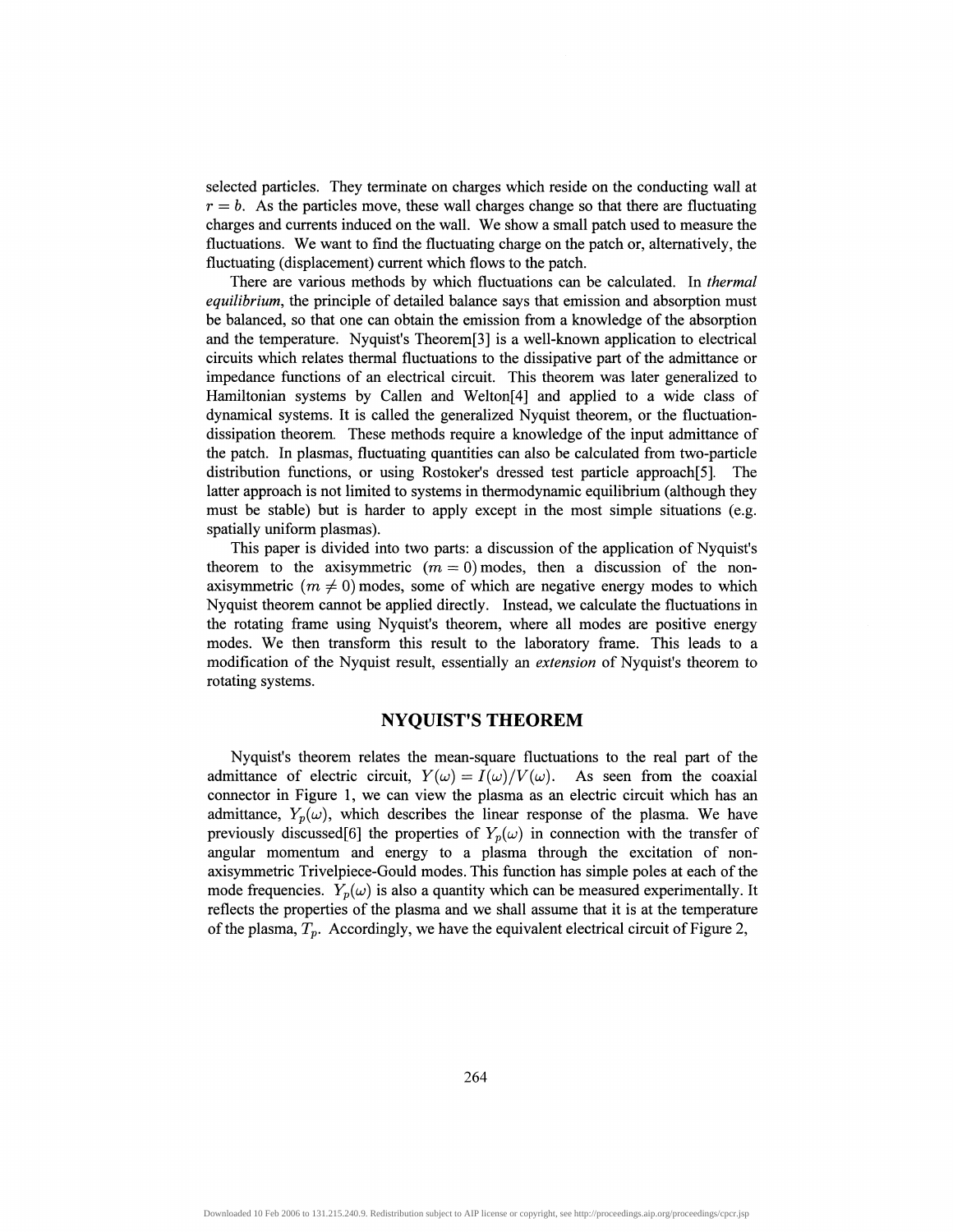selected particles. They terminate on charges which reside on the conducting wall at $r = b$. As the particles move, these wall charges change so that there are fluctuating charges and currents induced on the wall. We show a small patch used to measure the fluctuations. We want to find the fluctuating charge on the patch or, alternatively, the fluctuating (displacement) current which flows to the patch.

There are various methods by which fluctuations can be calculated. In *thermal equilibrium*, the principle of detailed balance says that emission and absorption must be balanced, so that one can obtain the emission from a knowledge of the absorption and the temperature. Nyquist's Theorem[3] is a well-known application to electrical circuits which relates thermal fluctuations to the dissipative part of the admittance or impedance functions of an electrical circuit. This theorem was later generalized to Hamiltonian systems by Callen and Welton[4] and applied to a wide class of dynamical systems. It is called the generalized Nyquist theorem, or the fluctuation-dissipation theorem. These methods require a knowledge of the input admittance of the patch. In plasmas, fluctuating quantities can also be calculated from two-particle distribution functions, or using Rostoker's dressed test particle approach[5]. The latter approach is not limited to systems in thermodynamic equilibrium (although they must be stable) but is harder to apply except in the most simple situations (e.g. spatially uniform plasmas).

This paper is divided into two parts: a discussion of the application of Nyquist's theorem to the axisymmetric ($m = 0$) modes, then a discussion of the non-axisymmetric ($m \neq 0$) modes, some of which are negative energy modes to which Nyquist theorem cannot be applied directly. Instead, we calculate the fluctuations in the rotating frame using Nyquist's theorem, where all modes are positive energy modes. We then transform this result to the laboratory frame. This leads to a modification of the Nyquist result, essentially an *extension* of Nyquist's theorem to rotating systems.

## NYQUIST'S THEOREM

Nyquist's theorem relates the mean-square fluctuations to the real part of the admittance of electric circuit, $Y(\omega) = I(\omega)/V(\omega)$. As seen from the coaxial connector in Figure 1, we can view the plasma as an electric circuit which has an admittance, $Y_p(\omega)$, which describes the linear response of the plasma. We have previously discussed[6] the properties of $Y_p(\omega)$ in connection with the transfer of angular momentum and energy to a plasma through the excitation of non-axisymmetric Trivelpiece-Gould modes. This function has simple poles at each of the mode frequencies. $Y_p(\omega)$ is also a quantity which can be measured experimentally. It reflects the properties of the plasma and we shall assume that it is at the temperature of the plasma, $T_p$. Accordingly, we have the equivalent electrical circuit of Figure 2,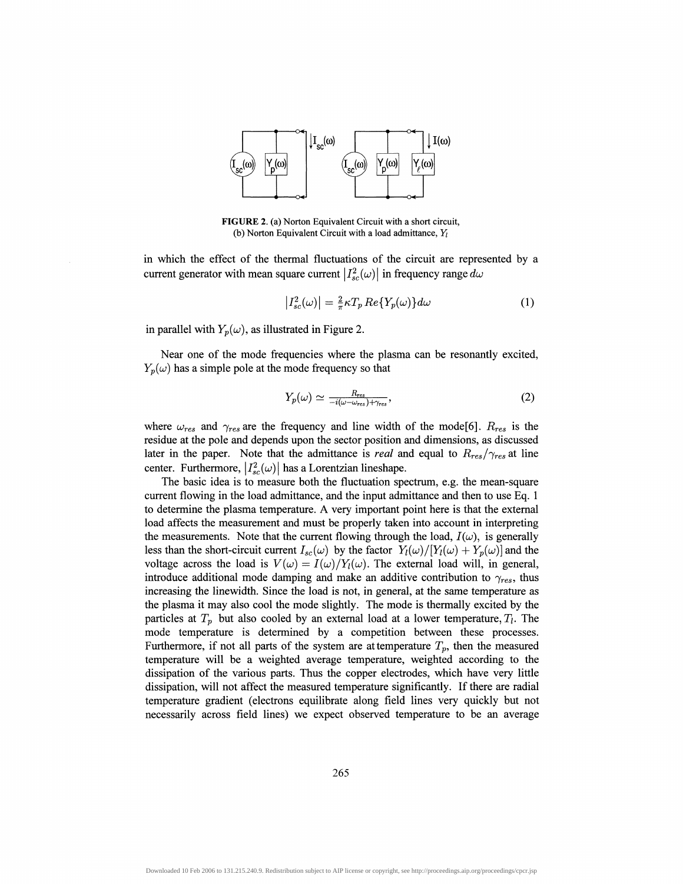**FIGURE 2.** (a) Norton Equivalent Circuit with a short circuit, (b) Norton Equivalent Circuit with a load admittance, $Y_l$

in which the effect of the thermal fluctuations of the circuit are represented by a current generator with mean square current $\left|I_{sc}^2(\omega)\right|$ in frequency range $d\omega$

$$\left|I_{sc}^2(\omega)\right| = \tfrac{2}{\pi}\kappa T_p \, Re\{Y_p(\omega)\} d\omega \tag{1}$$

in parallel with $Y_p(\omega)$, as illustrated in Figure 2.

Near one of the mode frequencies where the plasma can be resonantly excited, $Y_p(\omega)$ has a simple pole at the mode frequency so that

$$Y_p(\omega) \simeq \frac{R_{res}}{-i(\omega-\omega_{res})+\gamma_{res}}, \tag{2}$$

where $\omega_{res}$ and $\gamma_{res}$ are the frequency and line width of the mode[6]. $R_{res}$ is the residue at the pole and depends upon the sector position and dimensions, as discussed later in the paper. Note that the admittance is *real* and equal to $R_{res}/\gamma_{res}$ at line center. Furthermore, $\left|I_{sc}^2(\omega)\right|$ has a Lorentzian lineshape.

The basic idea is to measure both the fluctuation spectrum, e.g. the mean-square current flowing in the load admittance, and the input admittance and then to use Eq. 1 to determine the plasma temperature. A very important point here is that the external load affects the measurement and must be properly taken into account in interpreting the measurements. Note that the current flowing through the load, $I(\omega)$, is generally less than the short-circuit current $I_{sc}(\omega)$ by the factor $Y_l(\omega)/[Y_l(\omega)+Y_p(\omega)]$ and the voltage across the load is $V(\omega) = I(\omega)/Y_l(\omega)$. The external load will, in general, introduce additional mode damping and make an additive contribution to $\gamma_{res}$, thus increasing the linewidth. Since the load is not, in general, at the same temperature as the plasma it may also cool the mode slightly. The mode is thermally excited by the particles at $T_p$ but also cooled by an external load at a lower temperature, $T_l$. The mode temperature is determined by a competition between these processes. Furthermore, if not all parts of the system are at temperature $T_p$, then the measured temperature will be a weighted average temperature, weighted according to the dissipation of the various parts. Thus the copper electrodes, which have very little dissipation, will not affect the measured temperature significantly. If there are radial temperature gradient (electrons equilibrate along field lines very quickly but not necessarily across field lines) we expect observed temperature to be an average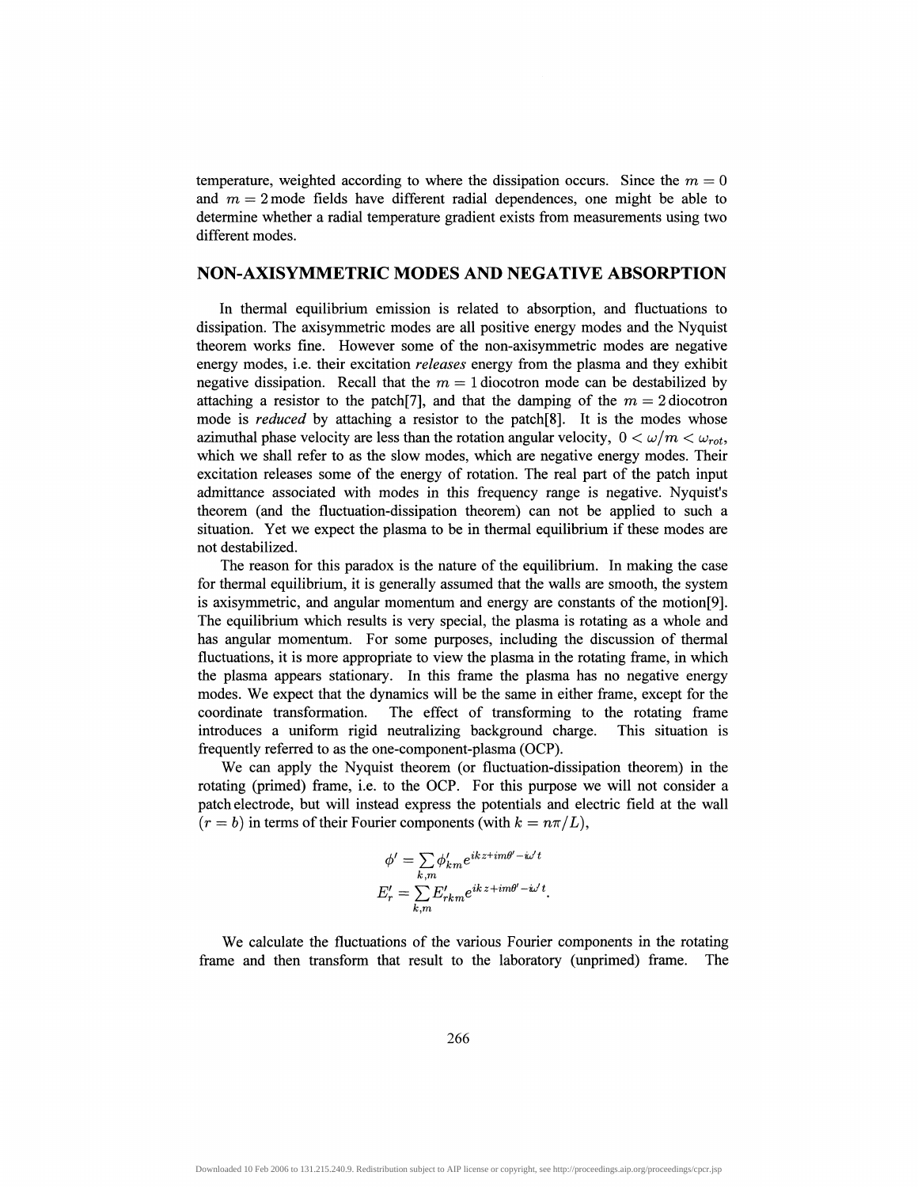temperature, weighted according to where the dissipation occurs. Since the $m = 0$ and $m = 2$ mode fields have different radial dependences, one might be able to determine whether a radial temperature gradient exists from measurements using two different modes.

## NON-AXISYMMETRIC MODES AND NEGATIVE ABSORPTION

In thermal equilibrium emission is related to absorption, and fluctuations to dissipation. The axisymmetric modes are all positive energy modes and the Nyquist theorem works fine. However some of the non-axisymmetric modes are negative energy modes, i.e. their excitation *releases* energy from the plasma and they exhibit negative dissipation. Recall that the $m = 1$ diocotron mode can be destabilized by attaching a resistor to the patch[7], and that the damping of the $m = 2$ diocotron mode is *reduced* by attaching a resistor to the patch[8]. It is the modes whose azimuthal phase velocity are less than the rotation angular velocity, $0 < \omega/m < \omega_{rot}$, which we shall refer to as the slow modes, which are negative energy modes. Their excitation releases some of the energy of rotation. The real part of the patch input admittance associated with modes in this frequency range is negative. Nyquist's theorem (and the fluctuation-dissipation theorem) can not be applied to such a situation. Yet we expect the plasma to be in thermal equilibrium if these modes are not destabilized.

The reason for this paradox is the nature of the equilibrium. In making the case for thermal equilibrium, it is generally assumed that the walls are smooth, the system is axisymmetric, and angular momentum and energy are constants of the motion[9]. The equilibrium which results is very special, the plasma is rotating as a whole and has angular momentum. For some purposes, including the discussion of thermal fluctuations, it is more appropriate to view the plasma in the rotating frame, in which the plasma appears stationary. In this frame the plasma has no negative energy modes. We expect that the dynamics will be the same in either frame, except for the coordinate transformation. The effect of transforming to the rotating frame introduces a uniform rigid neutralizing background charge. This situation is frequently referred to as the one-component-plasma (OCP).

We can apply the Nyquist theorem (or fluctuation-dissipation theorem) in the rotating (primed) frame, i.e. to the OCP. For this purpose we will not consider a patch electrode, but will instead express the potentials and electric field at the wall ($r = b$) in terms of their Fourier components (with $k = n\pi/L$),

$$\phi' = \sum_{k,m} \phi'_{km} e^{ikz+im\theta'-i\omega' t}$$

$$E'_r = \sum_{k,m} E'_{rkm} e^{ikz+im\theta'-i\omega' t}.$$

We calculate the fluctuations of the various Fourier components in the rotating frame and then transform that result to the laboratory (unprimed) frame. The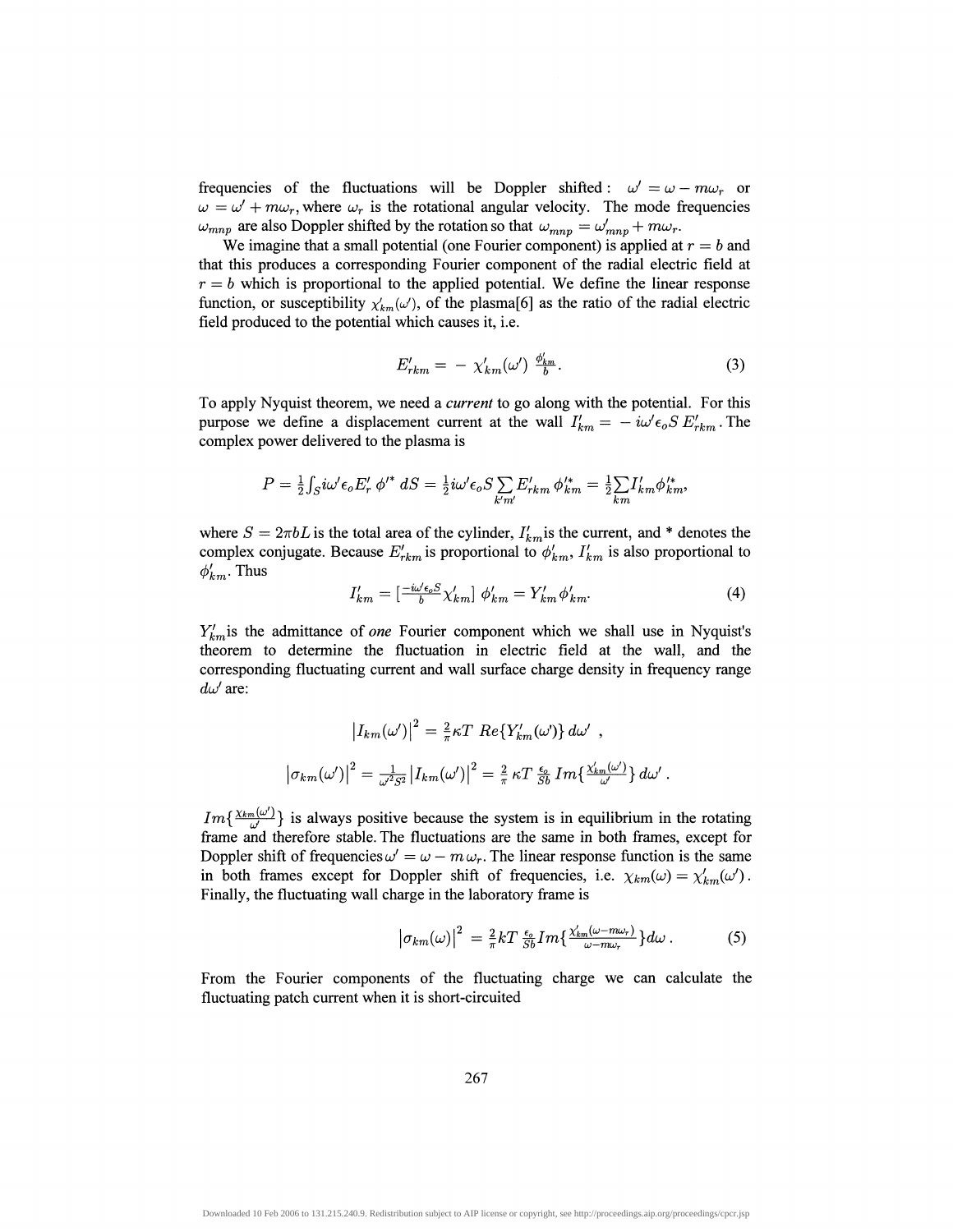frequencies of the fluctuations will be Doppler shifted: $\omega' = \omega - m\omega_r$ or $\omega = \omega' + m\omega_r$, where $\omega_r$ is the rotational angular velocity. The mode frequencies $\omega_{mnp}$ are also Doppler shifted by the rotation so that $\omega_{mnp} = \omega'_{mnp} + m\omega_r$.

We imagine that a small potential (one Fourier component) is applied at $r = b$ and that this produces a corresponding Fourier component of the radial electric field at $r = b$ which is proportional to the applied potential. We define the linear response function, or susceptibility $\chi'_{km}(\omega')$, of the plasma[6] as the ratio of the radial electric field produced to the potential which causes it, i.e.

$$E'_{rkm} = -\,\chi'_{km}(\omega')\,\frac{\phi'_{km}}{b}. \tag{3}$$

To apply Nyquist theorem, we need a *current* to go along with the potential. For this purpose we define a displacement current at the wall $I'_{km} = -\,i\omega'\epsilon_o S\,E'_{rkm}$. The complex power delivered to the plasma is

$$P = \tfrac{1}{2}\int_S i\omega'\epsilon_o E'_r\,\phi'^*\,dS = \tfrac{1}{2}i\omega'\epsilon_o S\sum_{k'm'} E'_{rkm}\,\phi'^*_{km} = \tfrac{1}{2}\sum_{km} I'_{km}\phi'^*_{km},$$

where $S = 2\pi bL$ is the total area of the cylinder, $I'_{km}$ is the current, and * denotes the complex conjugate. Because $E'_{rkm}$ is proportional to $\phi'_{km}$, $I'_{km}$ is also proportional to $\phi'_{km}$. Thus

$$I'_{km} = \left[\tfrac{-i\omega'\epsilon_o S}{b}\chi'_{km}\right]\phi'_{km} = Y'_{km}\phi'_{km}. \tag{4}$$

$Y'_{km}$ is the admittance of *one* Fourier component which we shall use in Nyquist's theorem to determine the fluctuation in electric field at the wall, and the corresponding fluctuating current and wall surface charge density in frequency range $d\omega'$ are:

$$\left|I_{km}(\omega')\right|^2 = \tfrac{2}{\pi}\kappa T\; Re\{Y'_{km}(\omega')\}\,d\omega'\;,$$

$$\left|\sigma_{km}(\omega')\right|^2 = \tfrac{1}{\omega'^2 S^2}\left|I_{km}(\omega')\right|^2 = \tfrac{2}{\pi}\,\kappa T\,\tfrac{\epsilon_o}{Sb}\,Im\{\tfrac{\chi'_{km}(\omega')}{\omega'}\}\,d\omega'\;.$$

$Im\{\frac{\chi_{km}(\omega')}{\omega'}\}$ is always positive because the system is in equilibrium in the rotating frame and therefore stable. The fluctuations are the same in both frames, except for Doppler shift of frequencies $\omega' = \omega - m\,\omega_r$. The linear response function is the same in both frames except for Doppler shift of frequencies, i.e. $\chi_{km}(\omega) = \chi'_{km}(\omega')$. Finally, the fluctuating wall charge in the laboratory frame is

$$\left|\sigma_{km}(\omega)\right|^2 = \tfrac{2}{\pi}kT\,\tfrac{\epsilon_o}{Sb}Im\{\tfrac{\chi'_{km}(\omega - m\omega_r)}{\omega - m\omega_r}\}d\omega\,. \tag{5}$$

From the Fourier components of the fluctuating charge we can calculate the fluctuating patch current when it is short-circuited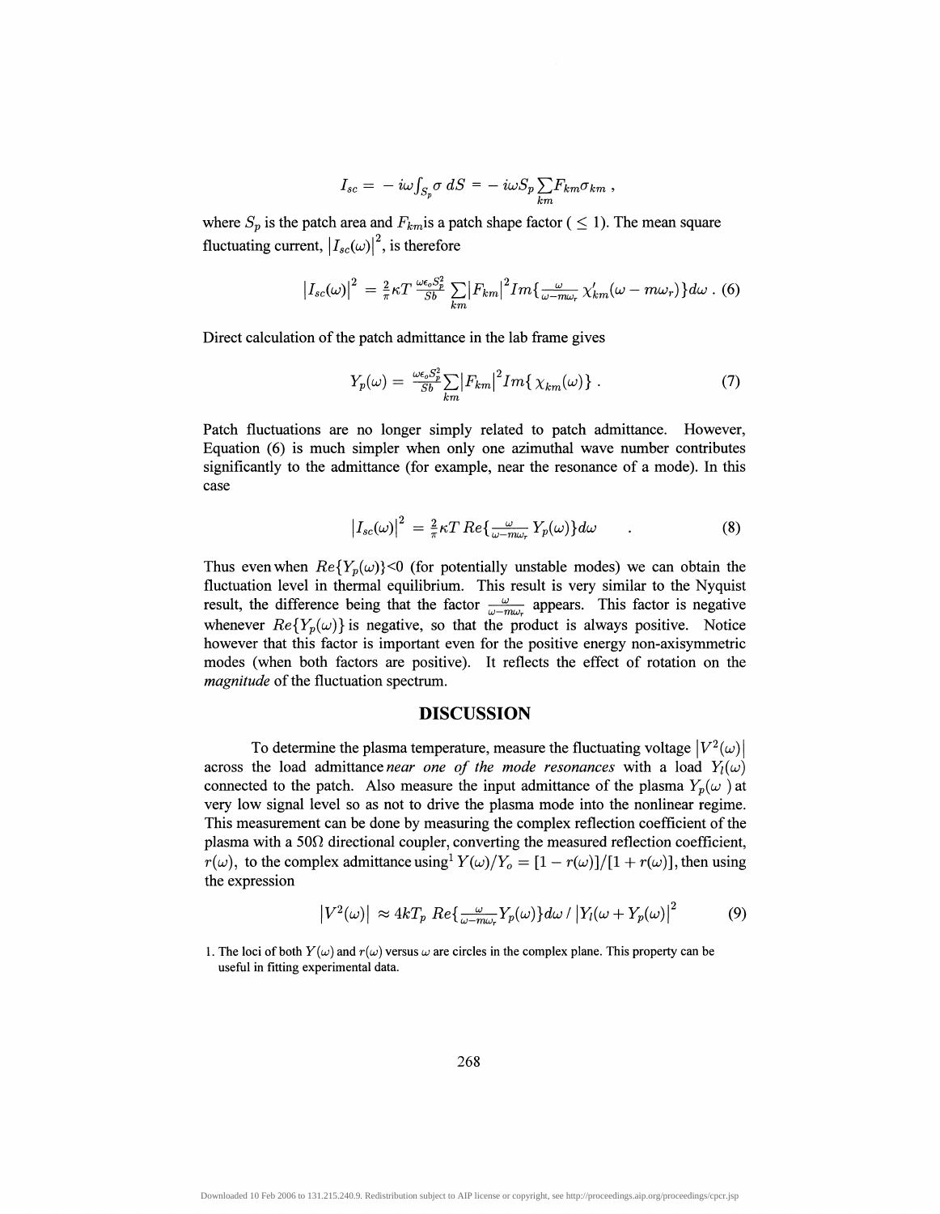$$I_{sc} = -i\omega \int_{S_p} \sigma \, dS = -i\omega S_p \sum_{km} F_{km} \sigma_{km} \ ,$$

where $S_p$ is the patch area and $F_{km}$is a patch shape factor ( $\leq 1$). The mean square fluctuating current, $|I_{sc}(\omega)|^2$, is therefore

$$|I_{sc}(\omega)|^2 = \frac{2}{\pi} \kappa T \frac{\omega \epsilon_o S_p^2}{Sb} \sum_{km} |F_{km}|^2 Im\{ \frac{\omega}{\omega - m\omega_r} \chi'_{km}(\omega - m\omega_r)\} d\omega \ . \quad (6)$$

Direct calculation of the patch admittance in the lab frame gives

$$Y_p(\omega) = \frac{\omega \epsilon_o S_p^2}{Sb} \sum_{km} |F_{km}|^2 Im\{ \chi_{km}(\omega)\} \ . \quad (7)$$

Patch fluctuations are no longer simply related to patch admittance. However, Equation (6) is much simpler when only one azimuthal wave number contributes significantly to the admittance (for example, near the resonance of a mode). In this case

$$|I_{sc}(\omega)|^2 = \frac{2}{\pi} \kappa T \, Re\{ \frac{\omega}{\omega - m\omega_r} Y_p(\omega)\} d\omega \quad . \quad (8)$$

Thus even when $Re\{Y_p(\omega)\}<0$ (for potentially unstable modes) we can obtain the fluctuation level in thermal equilibrium. This result is very similar to the Nyquist result, the difference being that the factor $\frac{\omega}{\omega - m\omega_r}$ appears. This factor is negative whenever $Re\{Y_p(\omega)\}$ is negative, so that the product is always positive. Notice however that this factor is important even for the positive energy non-axisymmetric modes (when both factors are positive). It reflects the effect of rotation on the *magnitude* of the fluctuation spectrum.

## DISCUSSION

To determine the plasma temperature, measure the fluctuating voltage $|V^2(\omega)|$ across the load admittance *near one of the mode resonances* with a load $Y_l(\omega)$ connected to the patch. Also measure the input admittance of the plasma $Y_p(\omega)$ at very low signal level so as not to drive the plasma mode into the nonlinear regime. This measurement can be done by measuring the complex reflection coefficient of the plasma with a 50Ω directional coupler, converting the measured reflection coefficient, $r(\omega)$, to the complex admittance using[1] $Y(\omega)/Y_o = [1 - r(\omega)]/[1 + r(\omega)]$, then using the expression

$$|V^2(\omega)| \approx 4kT_p \, Re\{ \frac{\omega}{\omega - m\omega_r} Y_p(\omega)\} d\omega \, / \, |Y_l(\omega + Y_p(\omega)|^2 \quad (9)$$

1. The loci of both $Y(\omega)$ and $r(\omega)$ versus $\omega$ are circles in the complex plane. This property can be useful in fitting experimental data.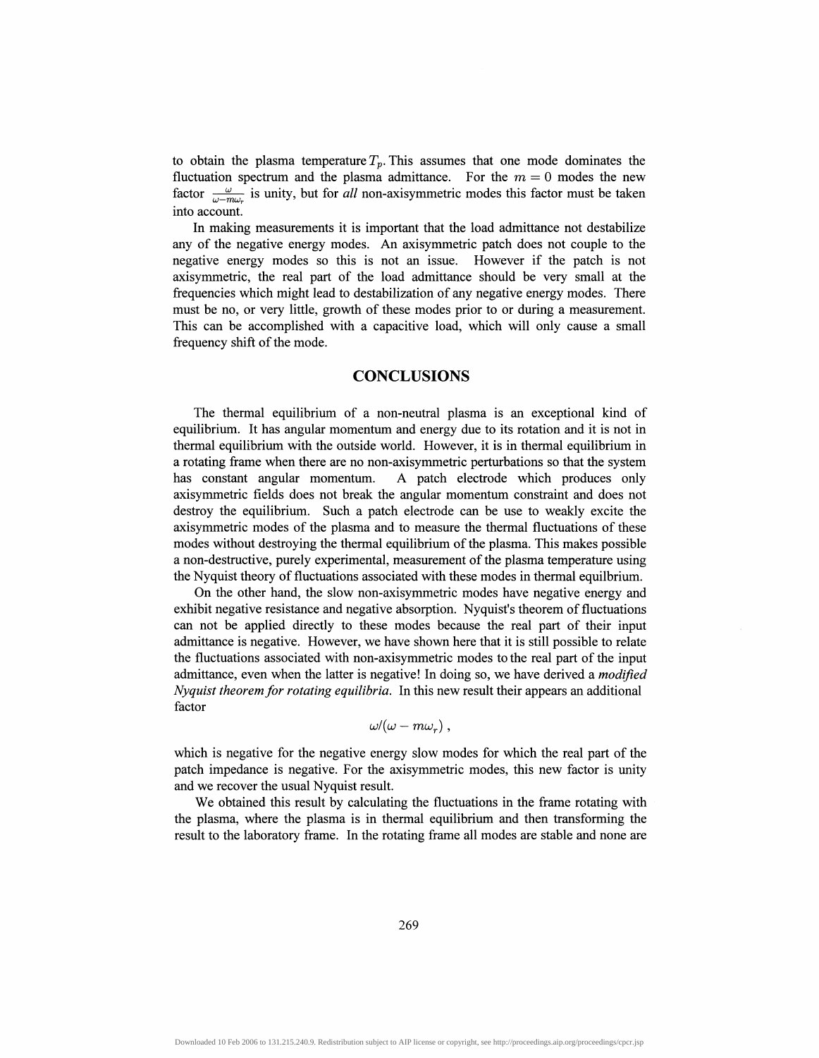to obtain the plasma temperature $T_p$. This assumes that one mode dominates the fluctuation spectrum and the plasma admittance. For the $m = 0$ modes the new factor $\frac{\omega}{\omega - m\omega_r}$ is unity, but for *all* non-axisymmetric modes this factor must be taken into account.

In making measurements it is important that the load admittance not destabilize any of the negative energy modes. An axisymmetric patch does not couple to the negative energy modes so this is not an issue. However if the patch is not axisymmetric, the real part of the load admittance should be very small at the frequencies which might lead to destabilization of any negative energy modes. There must be no, or very little, growth of these modes prior to or during a measurement. This can be accomplished with a capacitive load, which will only cause a small frequency shift of the mode.

## CONCLUSIONS

The thermal equilibrium of a non-neutral plasma is an exceptional kind of equilibrium. It has angular momentum and energy due to its rotation and it is not in thermal equilibrium with the outside world. However, it is in thermal equilibrium in a rotating frame when there are no non-axisymmetric perturbations so that the system has constant angular momentum. A patch electrode which produces only axisymmetric fields does not break the angular momentum constraint and does not destroy the equilibrium. Such a patch electrode can be use to weakly excite the axisymmetric modes of the plasma and to measure the thermal fluctuations of these modes without destroying the thermal equilibrium of the plasma. This makes possible a non-destructive, purely experimental, measurement of the plasma temperature using the Nyquist theory of fluctuations associated with these modes in thermal equilbrium.

On the other hand, the slow non-axisymmetric modes have negative energy and exhibit negative resistance and negative absorption. Nyquist's theorem of fluctuations can not be applied directly to these modes because the real part of their input admittance is negative. However, we have shown here that it is still possible to relate the fluctuations associated with non-axisymmetric modes to the real part of the input admittance, even when the latter is negative! In doing so, we have derived a *modified Nyquist theorem for rotating equilibria*. In this new result their appears an additional factor

$$\omega/(\omega - m\omega_r) ,$$

which is negative for the negative energy slow modes for which the real part of the patch impedance is negative. For the axisymmetric modes, this new factor is unity and we recover the usual Nyquist result.

We obtained this result by calculating the fluctuations in the frame rotating with the plasma, where the plasma is in thermal equilibrium and then transforming the result to the laboratory frame. In the rotating frame all modes are stable and none are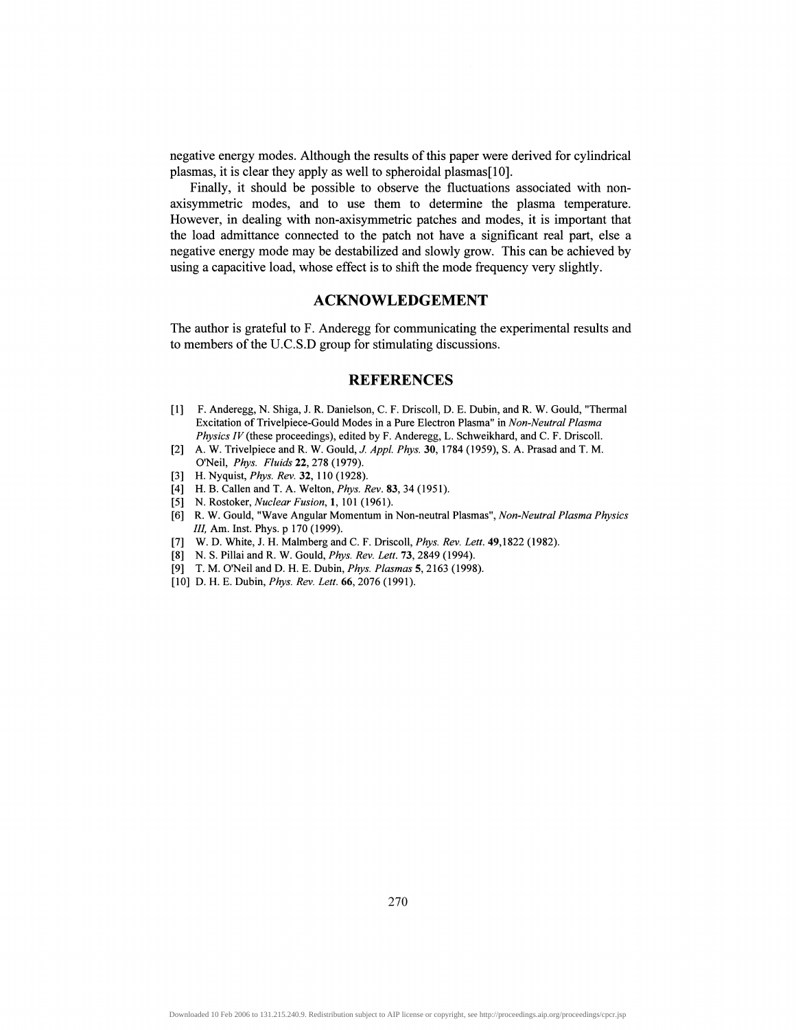negative energy modes. Although the results of this paper were derived for cylindrical plasmas, it is clear they apply as well to spheroidal plasmas[10].

Finally, it should be possible to observe the fluctuations associated with non-axisymmetric modes, and to use them to determine the plasma temperature. However, in dealing with non-axisymmetric patches and modes, it is important that the load admittance connected to the patch not have a significant real part, else a negative energy mode may be destabilized and slowly grow. This can be achieved by using a capacitive load, whose effect is to shift the mode frequency very slightly.

## ACKNOWLEDGEMENT

The author is grateful to F. Anderegg for communicating the experimental results and to members of the U.C.S.D group for stimulating discussions.

## REFERENCES

[1] F. Anderegg, N. Shiga, J. R. Danielson, C. F. Driscoll, D. E. Dubin, and R. W. Gould, "Thermal Excitation of Trivelpiece-Gould Modes in a Pure Electron Plasma" in *Non-Neutral Plasma Physics IV* (these proceedings), edited by F. Anderegg, L. Schweikhard, and C. F. Driscoll.

[2] A. W. Trivelpiece and R. W. Gould, *J. Appl. Phys.* **30**, 1784 (1959), S. A. Prasad and T. M. O'Neil, *Phys. Fluids* **22**, 278 (1979).

[3] H. Nyquist, *Phys. Rev.* **32**, 110 (1928).

[4] H. B. Callen and T. A. Welton, *Phys. Rev.* **83**, 34 (1951).

[5] N. Rostoker, *Nuclear Fusion*, **1**, 101 (1961).

[6] R. W. Gould, "Wave Angular Momentum in Non-neutral Plasmas", *Non-Neutral Plasma Physics III,* Am. Inst. Phys. p 170 (1999).

[7] W. D. White, J. H. Malmberg and C. F. Driscoll, *Phys. Rev. Lett.* **49**,1822 (1982).

[8] N. S. Pillai and R. W. Gould, *Phys. Rev. Lett.* **73**, 2849 (1994).

[9] T. M. O'Neil and D. H. E. Dubin, *Phys. Plasmas* **5**, 2163 (1998).

[10] D. H. E. Dubin, *Phys. Rev. Lett.* **66**, 2076 (1991).